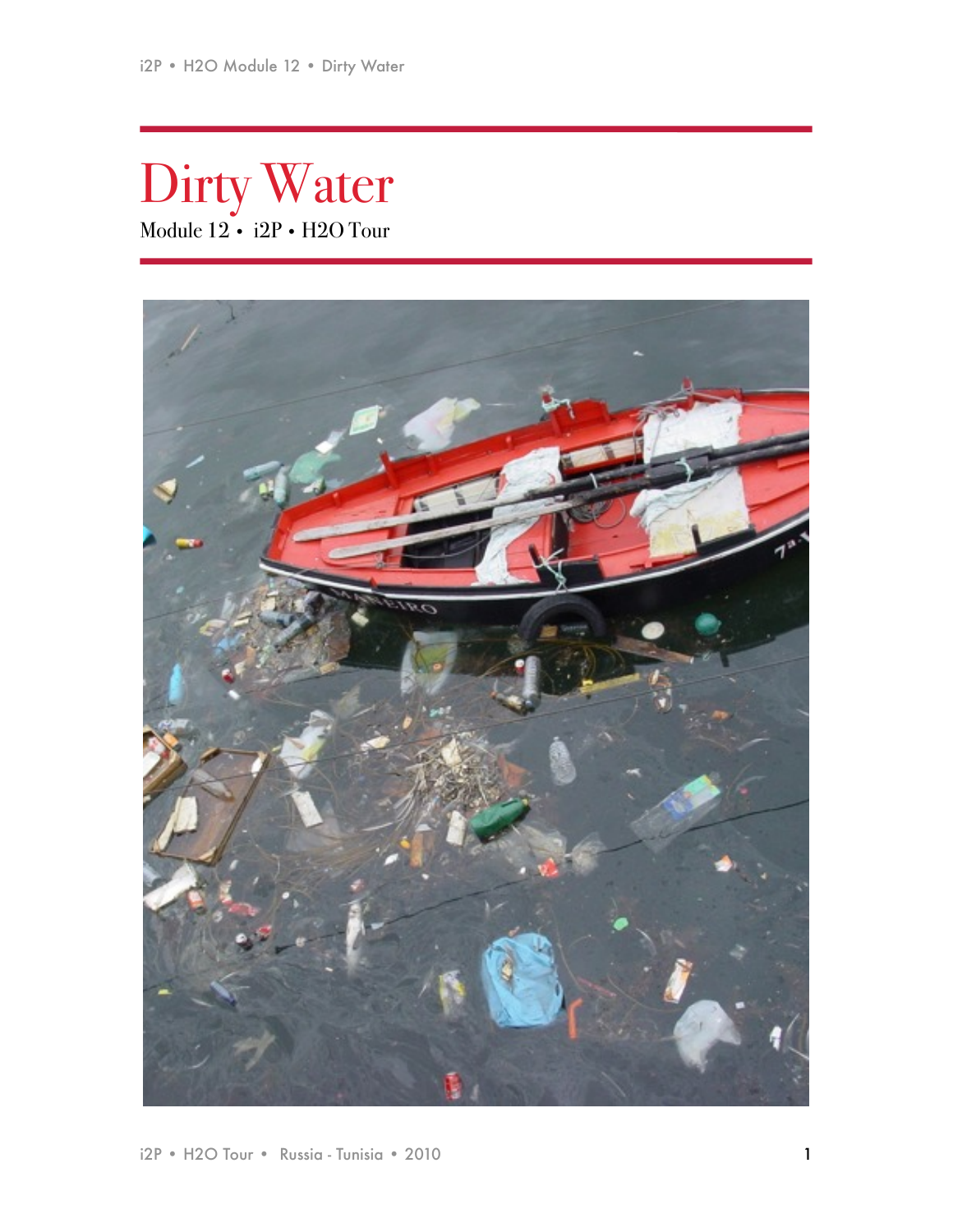# Dirty Water

Module 12 • i2P • H2O Tour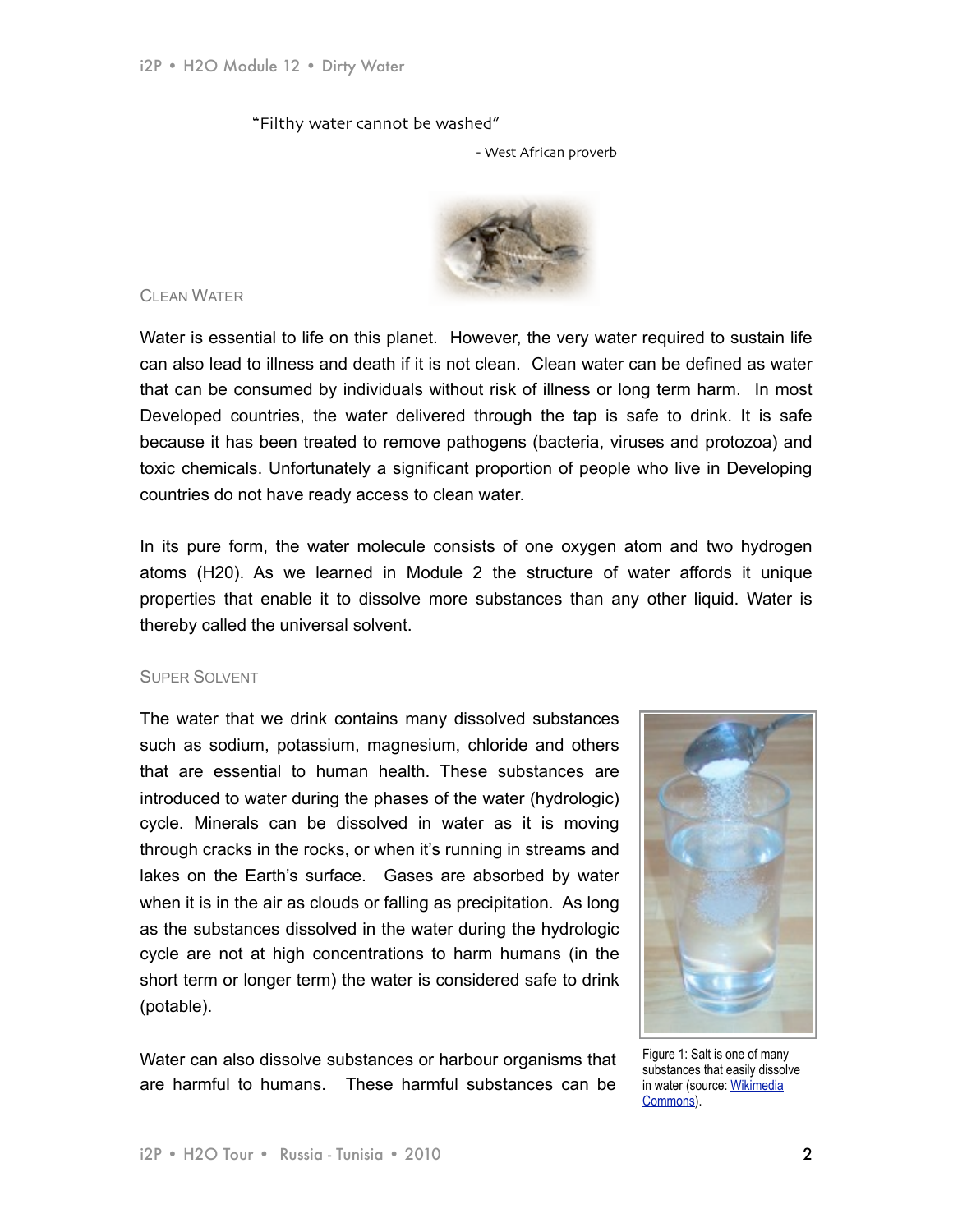"Filthy water cannot be washed"

- West African proverb

## Clean Water

Water is essential to life on this planet. However, the very water required to sustain life can also lead to illness and death if it is not clean. Clean water can be defined as water that can be consumed by individuals without risk of illness or long term harm. In most Developed countries, the water delivered through the tap is safe to drink. It is safe because it has been treated to remove pathogens (bacteria, viruses and protozoa) and toxic chemicals. Unfortunately a significant proportion of people who live in Developing countries do not have ready access to clean water.

In its pure form, the water molecule consists of one oxygen atom and two hydrogen atoms (H20). As we learned in Module 2 the structure of water affords it unique properties that enable it to dissolve more substances than any other liquid. Water is thereby called the universal solvent.

## Super Solvent

The water that we drink contains many dissolved substances such as sodium, potassium, magnesium, chloride and others that are essential to human health. These substances are introduced to water during the phases of the water (hydrologic) cycle. Minerals can be dissolved in water as it is moving through cracks in the rocks, or when it's running in streams and lakes on the Earth's surface. Gases are absorbed by water when it is in the air as clouds or falling as precipitation. As long as the substances dissolved in the water during the hydrologic cycle are not at high concentrations to harm humans (in the short term or longer term) the water is considered safe to drink (potable).

Figure 1: Salt is one of many substances that easily dissolve in water (source: Wikimedia Commons).

Water can also dissolve substances or harbour organisms that are harmful to humans. These harmful substances can be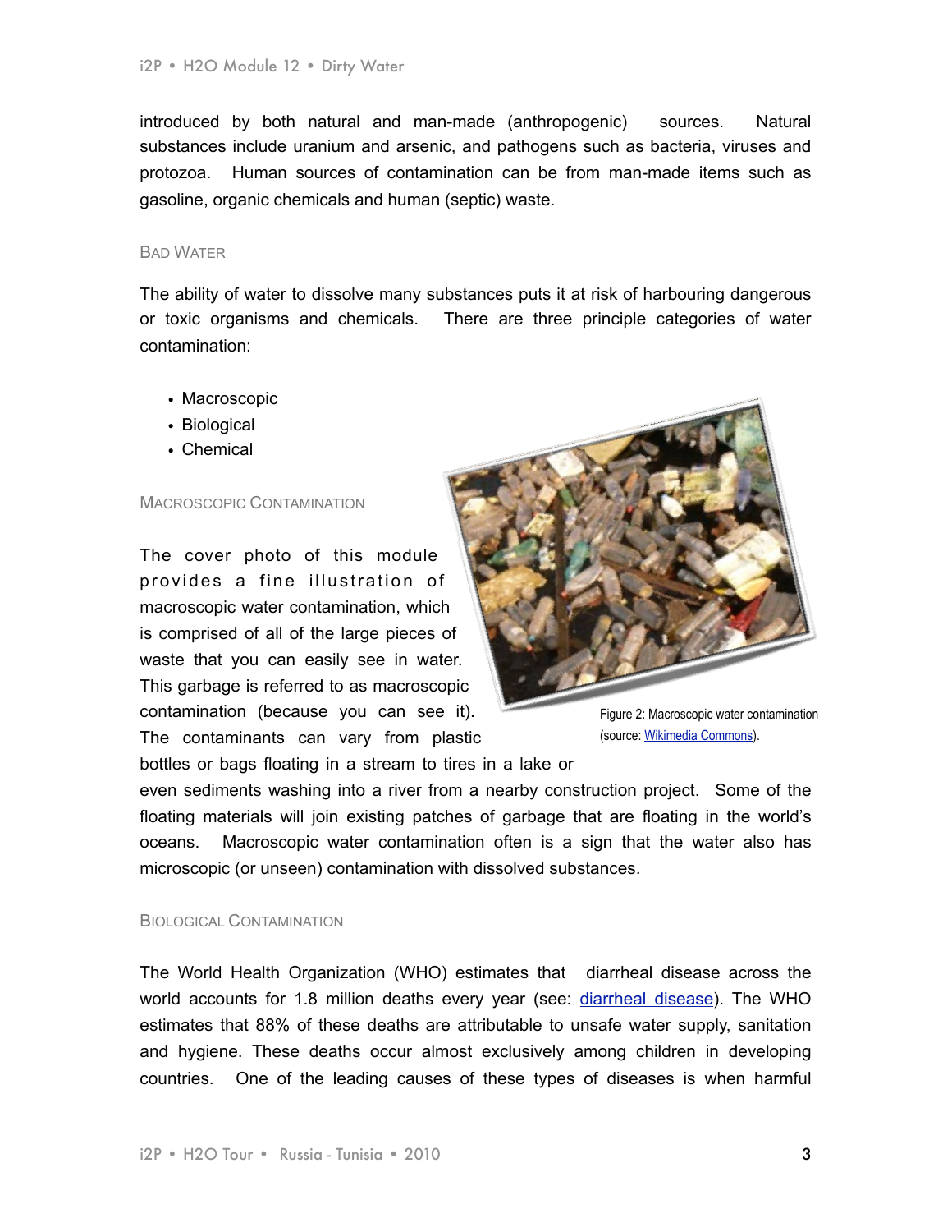introduced by both natural and man-made (anthropogenic) sources. Natural substances include uranium and arsenic, and pathogens such as bacteria, viruses and protozoa. Human sources of contamination can be from man-made items such as gasoline, organic chemicals and human (septic) waste.

## Bad Water

The ability of water to dissolve many substances puts it at risk of harbouring dangerous or toxic organisms and chemicals. There are three principle categories of water contamination:

- Macroscopic
- Biological
- Chemical

## Macroscopic Contamination

The cover photo of this module provides a fine illustration of macroscopic water contamination, which is comprised of all of the large pieces of waste that you can easily see in water. This garbage is referred to as macroscopic contamination (because you can see it). The contaminants can vary from plastic bottles or bags floating in a stream to tires in a lake or even sediments washing into a river from a nearby construction project. Some of the floating materials will join existing patches of garbage that are floating in the world's oceans. Macroscopic water contamination often is a sign that the water also has microscopic (or unseen) contamination with dissolved substances.

Figure 2: Macroscopic water contamination (source: Wikimedia Commons).

## Biological Contamination

The World Health Organization (WHO) estimates that diarrheal disease across the world accounts for 1.8 million deaths every year (see: diarrheal disease). The WHO estimates that 88% of these deaths are attributable to unsafe water supply, sanitation and hygiene. These deaths occur almost exclusively among children in developing countries. One of the leading causes of these types of diseases is when harmful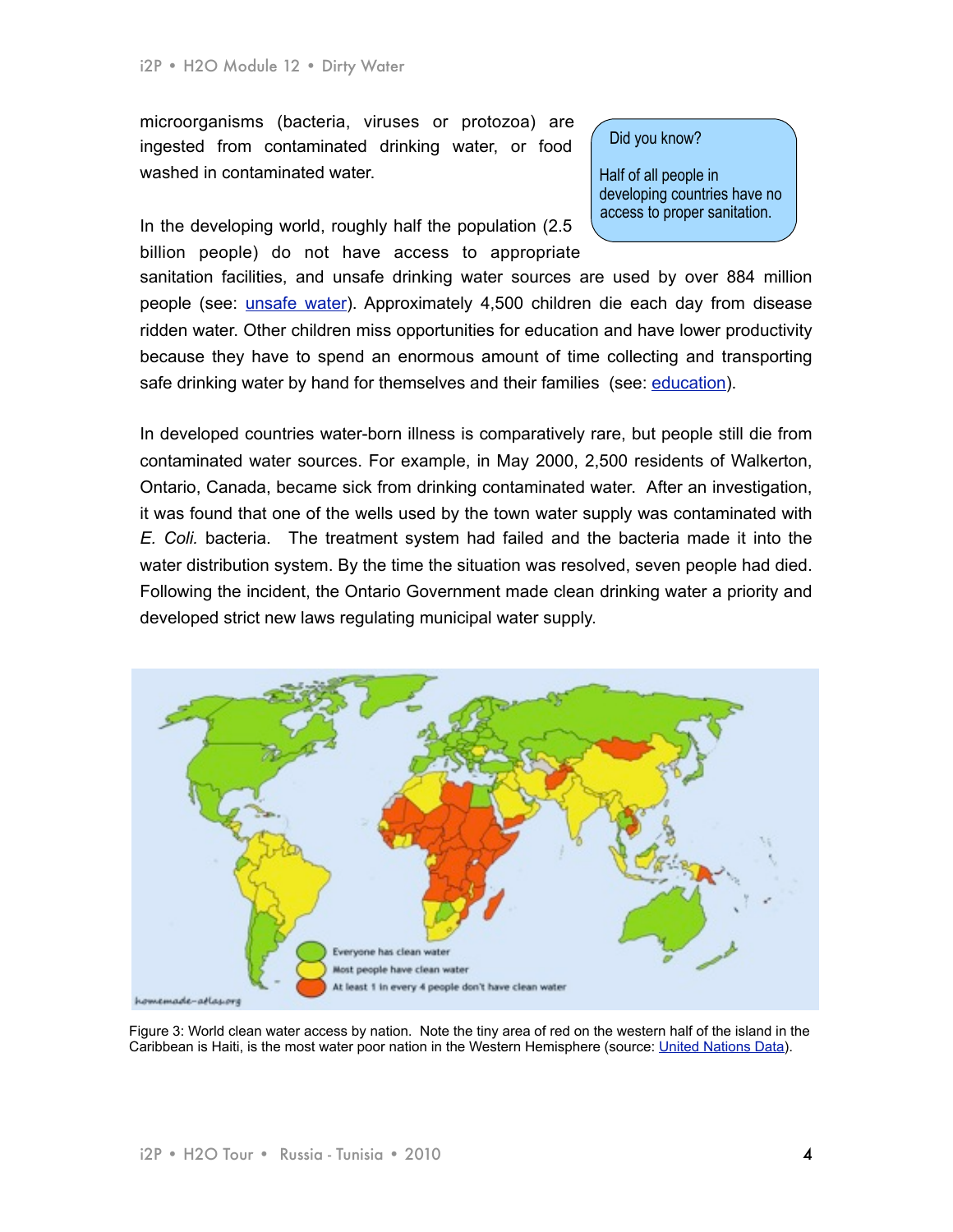microorganisms (bacteria, viruses or protozoa) are ingested from contaminated drinking water, or food washed in contaminated water.

> Did you know?
>
> Half of all people in developing countries have no access to proper sanitation.

In the developing world, roughly half the population (2.5 billion people) do not have access to appropriate sanitation facilities, and unsafe drinking water sources are used by over 884 million people (see: [unsafe water](#)). Approximately 4,500 children die each day from disease ridden water. Other children miss opportunities for education and have lower productivity because they have to spend an enormous amount of time collecting and transporting safe drinking water by hand for themselves and their families (see: [education](#)).

In developed countries water-born illness is comparatively rare, but people still die from contaminated water sources. For example, in May 2000, 2,500 residents of Walkerton, Ontario, Canada, became sick from drinking contaminated water. After an investigation, it was found that one of the wells used by the town water supply was contaminated with *E. Coli.* bacteria. The treatment system had failed and the bacteria made it into the water distribution system. By the time the situation was resolved, seven people had died. Following the incident, the Ontario Government made clean drinking water a priority and developed strict new laws regulating municipal water supply.

Figure 3: World clean water access by nation. Note the tiny area of red on the western half of the island in the Caribbean is Haiti, is the most water poor nation in the Western Hemisphere (source: [United Nations Data](#)).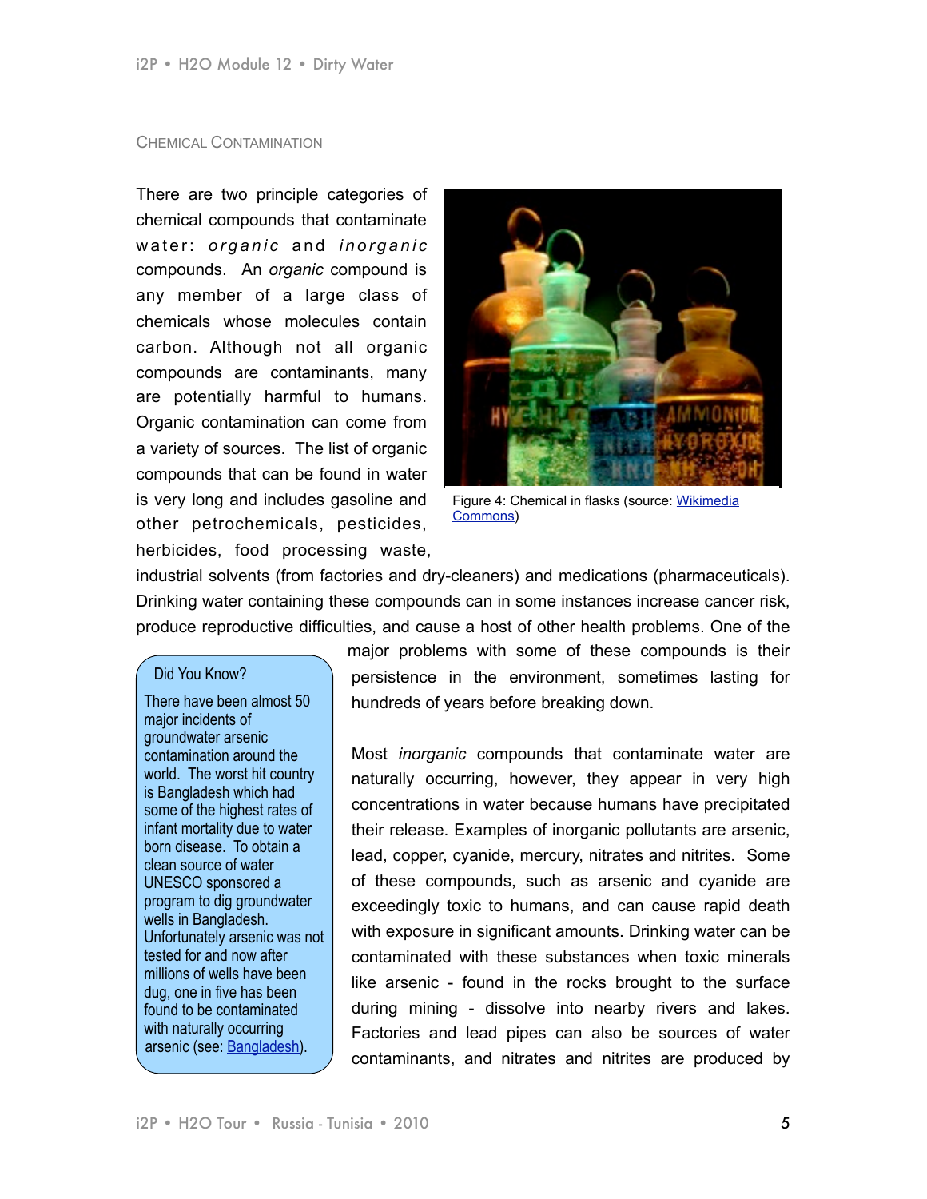## Chemical Contamination

There are two principle categories of chemical compounds that contaminate water: *organic* and *inorganic* compounds. An *organic* compound is any member of a large class of chemicals whose molecules contain carbon. Although not all organic compounds are contaminants, many are potentially harmful to humans. Organic contamination can come from a variety of sources. The list of organic compounds that can be found in water is very long and includes gasoline and other petrochemicals, pesticides, herbicides, food processing waste, industrial solvents (from factories and dry-cleaners) and medications (pharmaceuticals). Drinking water containing these compounds can in some instances increase cancer risk, produce reproductive difficulties, and cause a host of other health problems. One of the major problems with some of these compounds is their persistence in the environment, sometimes lasting for hundreds of years before breaking down.

Figure 4: Chemical in flasks (source: [Wikimedia Commons](Wikimedia Commons))

> **Did You Know?**
>
> There have been almost 50 major incidents of groundwater arsenic contamination around the world. The worst hit country is Bangladesh which had some of the highest rates of infant mortality due to water born disease. To obtain a clean source of water UNESCO sponsored a program to dig groundwater wells in Bangladesh. Unfortunately arsenic was not tested for and now after millions of wells have been dug, one in five has been found to be contaminated with naturally occurring arsenic (see: [Bangladesh](Bangladesh)).

Most *inorganic* compounds that contaminate water are naturally occurring, however, they appear in very high concentrations in water because humans have precipitated their release. Examples of inorganic pollutants are arsenic, lead, copper, cyanide, mercury, nitrates and nitrites. Some of these compounds, such as arsenic and cyanide are exceedingly toxic to humans, and can cause rapid death with exposure in significant amounts. Drinking water can be contaminated with these substances when toxic minerals like arsenic - found in the rocks brought to the surface during mining - dissolve into nearby rivers and lakes. Factories and lead pipes can also be sources of water contaminants, and nitrates and nitrites are produced by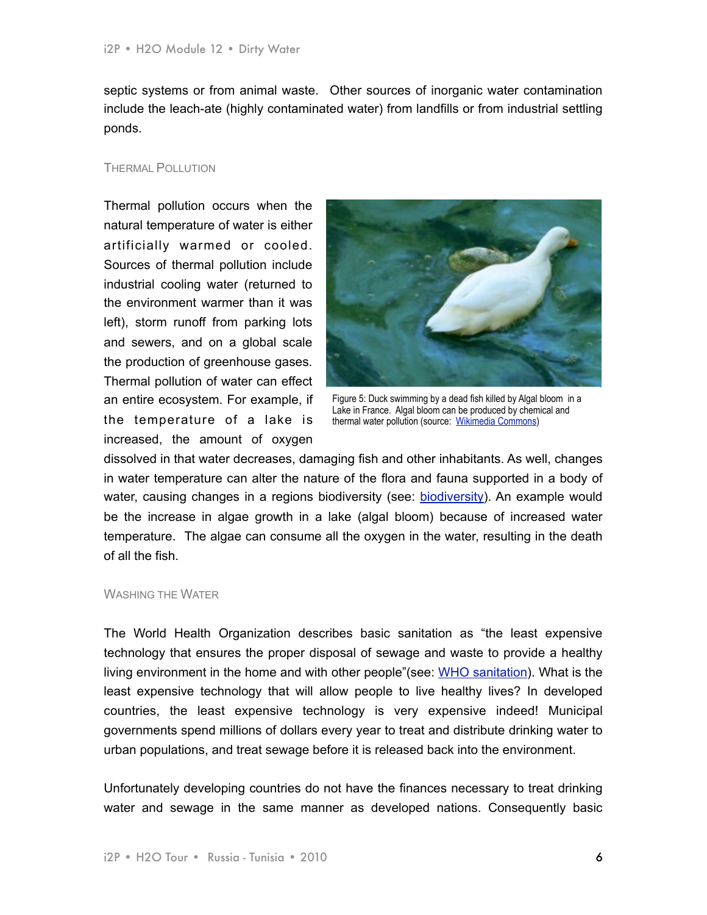septic systems or from animal waste. Other sources of inorganic water contamination include the leach-ate (highly contaminated water) from landfills or from industrial settling ponds.

### Thermal Pollution

Thermal pollution occurs when the natural temperature of water is either artificially warmed or cooled. Sources of thermal pollution include industrial cooling water (returned to the environment warmer than it was left), storm runoff from parking lots and sewers, and on a global scale the production of greenhouse gases. Thermal pollution of water can effect an entire ecosystem. For example, if the temperature of a lake is increased, the amount of oxygen dissolved in that water decreases, damaging fish and other inhabitants. As well, changes in water temperature can alter the nature of the flora and fauna supported in a body of water, causing changes in a regions biodiversity (see: biodiversity). An example would be the increase in algae growth in a lake (algal bloom) because of increased water temperature. The algae can consume all the oxygen in the water, resulting in the death of all the fish.

Figure 5: Duck swimming by a dead fish killed by Algal bloom in a Lake in France. Algal bloom can be produced by chemical and thermal water pollution (source: Wikimedia Commons)

### Washing the Water

The World Health Organization describes basic sanitation as "the least expensive technology that ensures the proper disposal of sewage and waste to provide a healthy living environment in the home and with other people"(see: WHO sanitation). What is the least expensive technology that will allow people to live healthy lives? In developed countries, the least expensive technology is very expensive indeed! Municipal governments spend millions of dollars every year to treat and distribute drinking water to urban populations, and treat sewage before it is released back into the environment.

Unfortunately developing countries do not have the finances necessary to treat drinking water and sewage in the same manner as developed nations. Consequently basic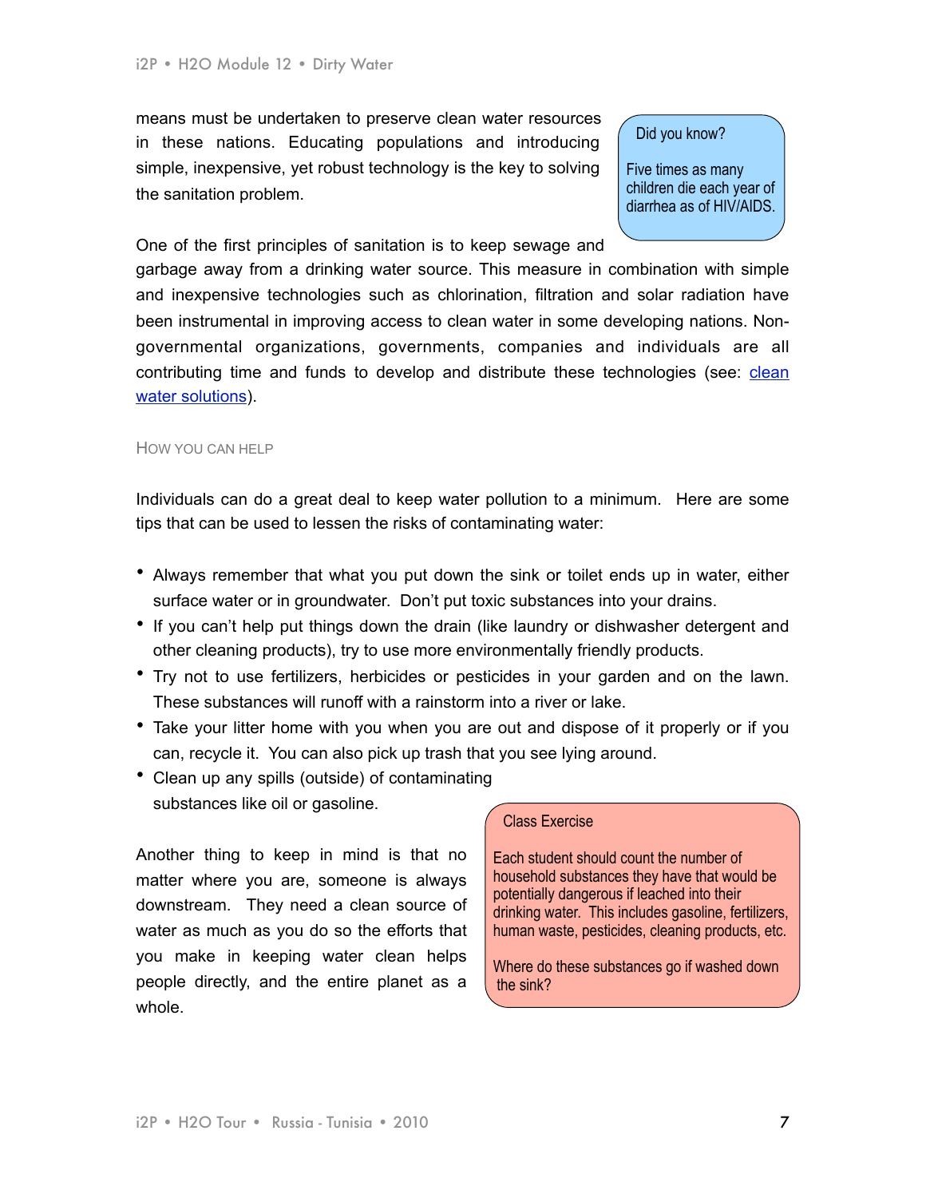means must be undertaken to preserve clean water resources in these nations. Educating populations and introducing simple, inexpensive, yet robust technology is the key to solving the sanitation problem.

> Did you know?
>
> Five times as many children die each year of diarrhea as of HIV/AIDS.

One of the first principles of sanitation is to keep sewage and garbage away from a drinking water source. This measure in combination with simple and inexpensive technologies such as chlorination, filtration and solar radiation have been instrumental in improving access to clean water in some developing nations. Non-governmental organizations, governments, companies and individuals are all contributing time and funds to develop and distribute these technologies (see: clean water solutions).

### How you can help

Individuals can do a great deal to keep water pollution to a minimum. Here are some tips that can be used to lessen the risks of contaminating water:

- Always remember that what you put down the sink or toilet ends up in water, either surface water or in groundwater. Don't put toxic substances into your drains.
- If you can't help put things down the drain (like laundry or dishwasher detergent and other cleaning products), try to use more environmentally friendly products.
- Try not to use fertilizers, herbicides or pesticides in your garden and on the lawn. These substances will runoff with a rainstorm into a river or lake.
- Take your litter home with you when you are out and dispose of it properly or if you can, recycle it. You can also pick up trash that you see lying around.
- Clean up any spills (outside) of contaminating substances like oil or gasoline.

Another thing to keep in mind is that no matter where you are, someone is always downstream. They need a clean source of water as much as you do so the efforts that you make in keeping water clean helps people directly, and the entire planet as a whole.

> Class Exercise
>
> Each student should count the number of household substances they have that would be potentially dangerous if leached into their drinking water. This includes gasoline, fertilizers, human waste, pesticides, cleaning products, etc.
>
> Where do these substances go if washed down the sink?